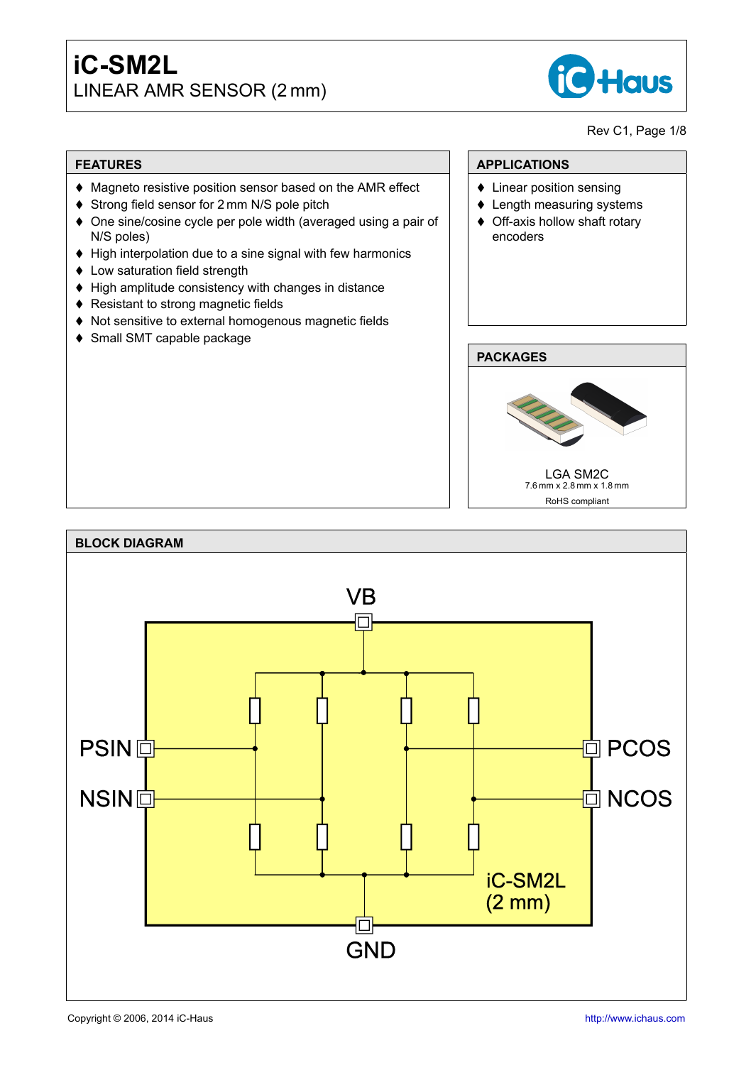# iC-SM2L

LINEAR AMR SENSOR (2 mm)

## FEATURES

- Magneto resistive position sensor based on the AMR effect
- Strong field sensor for 2 mm N/S pole pitch
- One sine/cosine cycle per pole width (averaged using a pair of N/S poles)
- High interpolation due to a sine signal with few harmonics
- Low saturation field strength
- High amplitude consistency with changes in distance
- Resistant to strong magnetic fields
- Not sensitive to external homogenous magnetic fields
- Small SMT capable package

## APPLICATIONS

- Linear position sensing
- Length measuring systems
- Off-axis hollow shaft rotary encoders

## PACKAGES

LGA SM2C
7.6 mm x 2.8 mm x 1.8 mm

RoHS compliant

## BLOCK DIAGRAM

VB

PSIN

NSIN

PCOS

NCOS

iC-SM2L (2 mm)

GND

Copyright © 2006, 2014 iC-Haus

http://www.ichaus.com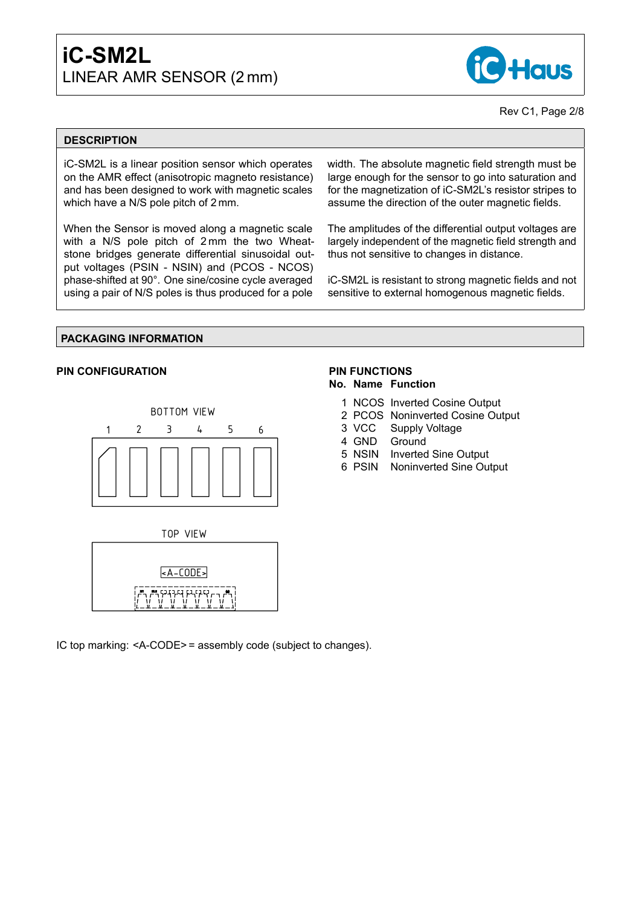## DESCRIPTION

iC-SM2L is a linear position sensor which operates on the AMR effect (anisotropic magneto resistance) and has been designed to work with magnetic scales which have a N/S pole pitch of 2 mm.

When the Sensor is moved along a magnetic scale with a N/S pole pitch of 2 mm the two Wheatstone bridges generate differential sinusoidal output voltages (PSIN - NSIN) and (PCOS - NCOS) phase-shifted at 90°. One sine/cosine cycle averaged using a pair of N/S poles is thus produced for a pole width. The absolute magnetic field strength must be large enough for the sensor to go into saturation and for the magnetization of iC-SM2L's resistor stripes to assume the direction of the outer magnetic fields.

The amplitudes of the differential output voltages are largely independent of the magnetic field strength and thus not sensitive to changes in distance.

iC-SM2L is resistant to strong magnetic fields and not sensitive to external homogenous magnetic fields.

## PACKAGING INFORMATION

### PIN CONFIGURATION

BOTTOM VIEW

1 2 3 4 5 6

TOP VIEW

<A-CODE>

IC top marking: <A-CODE> = assembly code (subject to changes).

### PIN FUNCTIONS

| No. | Name | Function |
|---|---|---|
| 1 | NCOS | Inverted Cosine Output |
| 2 | PCOS | Noninverted Cosine Output |
| 3 | VCC | Supply Voltage |
| 4 | GND | Ground |
| 5 | NSIN | Inverted Sine Output |
| 6 | PSIN | Noninverted Sine Output |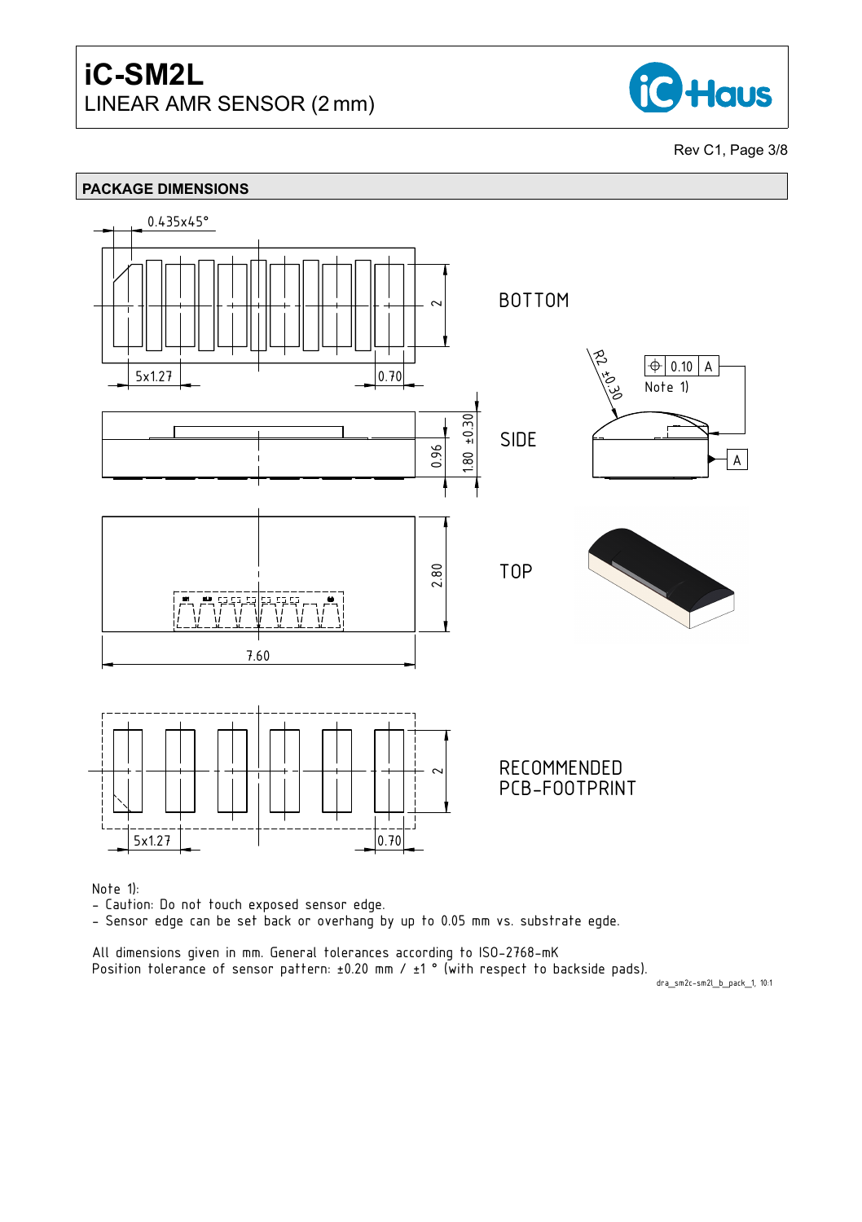## PACKAGE DIMENSIONS

BOTTOM

SIDE

TOP

RECOMMENDED PCB-FOOTPRINT

0.435x45°

2

5x1.27

0.70

R2 ±0.30

0.10 A

Note 1)

0.96

1.80 ±0.30

A

2.80

7.60

2

5x1.27

0.70

Note 1):
- Caution: Do not touch exposed sensor edge.
- Sensor edge can be set back or overhang by up to 0.05 mm vs. substrate egde.

All dimensions given in mm. General tolerances according to ISO-2768-mK
Position tolerance of sensor pattern: ±0.20 mm / ±1 ° (with respect to backside pads).

dra_sm2c-sm2l_b_pack_1, 10:1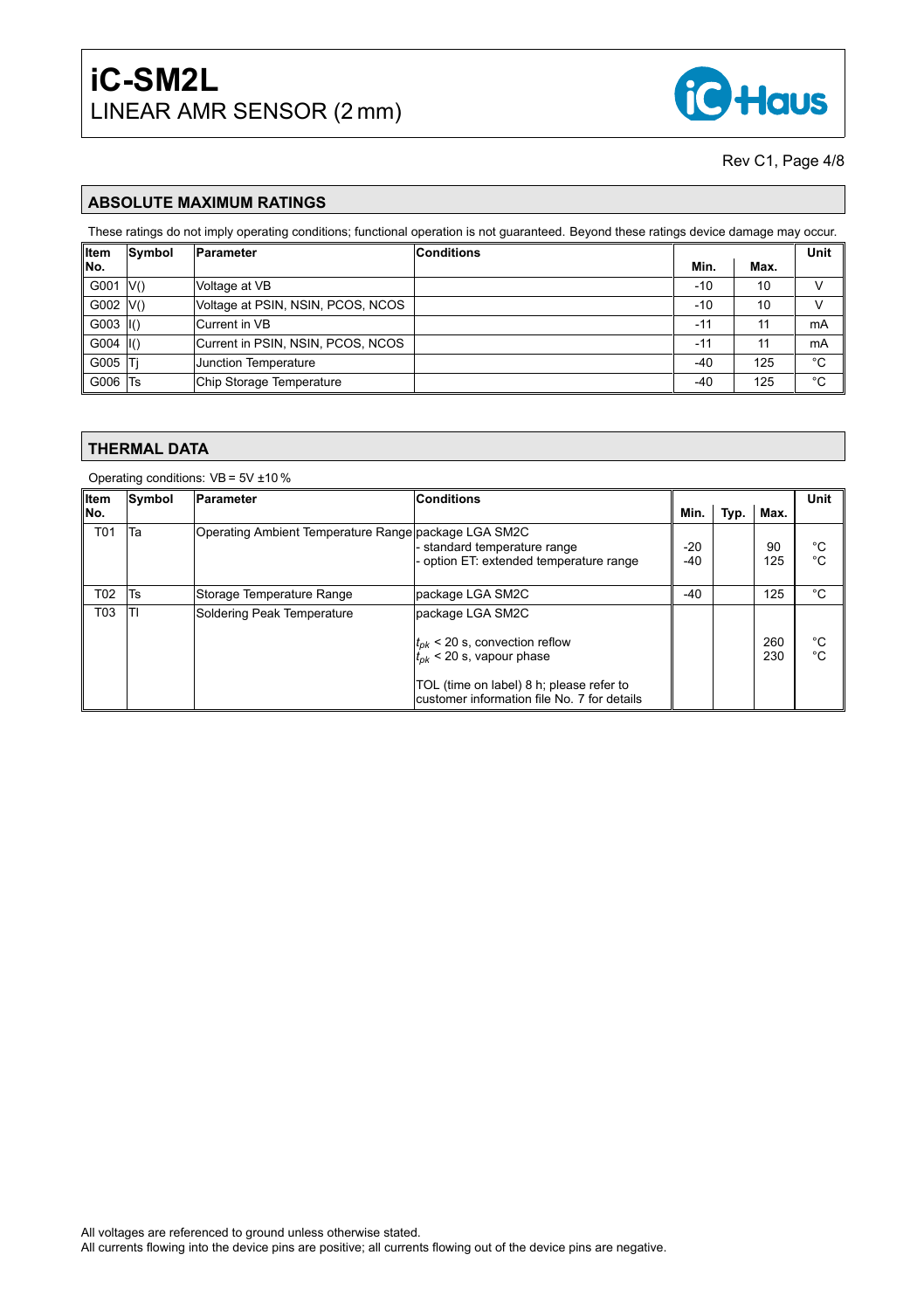## ABSOLUTE MAXIMUM RATINGS

These ratings do not imply operating conditions; functional operation is not guaranteed. Beyond these ratings device damage may occur.

| Item No. | Symbol | Parameter | Conditions | Min. | Max. | Unit |
|---|---|---|---|---|---|---|
| G001 | V() | Voltage at VB | | -10 | 10 | V |
| G002 | V() | Voltage at PSIN, NSIN, PCOS, NCOS | | -10 | 10 | V |
| G003 | I() | Current in VB | | -11 | 11 | mA |
| G004 | I() | Current in PSIN, NSIN, PCOS, NCOS | | -11 | 11 | mA |
| G005 | Tj | Junction Temperature | | -40 | 125 | °C |
| G006 | Ts | Chip Storage Temperature | | -40 | 125 | °C |

## THERMAL DATA

Operating conditions: VB = 5V ±10 %

| Item No. | Symbol | Parameter | Conditions | Min. | Typ. | Max. | Unit |
|---|---|---|---|---|---|---|---|
| T01 | Ta | Operating Ambient Temperature Range | package LGA SM2C<br>- standard temperature range<br>- option ET: extended temperature range | <br>-20<br>-40 | | <br>90<br>125 | <br>°C<br>°C |
| T02 | Ts | Storage Temperature Range | package LGA SM2C | -40 | | 125 | °C |
| T03 | Tl | Soldering Peak Temperature | package LGA SM2C<br>$t_{pk}$ < 20 s, convection reflow<br>$t_{pk}$ < 20 s, vapour phase<br>TOL (time on label) 8 h; please refer to customer information file No. 7 for details | | | <br>260<br>230 | <br>°C<br>°C |

All voltages are referenced to ground unless otherwise stated.
All currents flowing into the device pins are positive; all currents flowing out of the device pins are negative.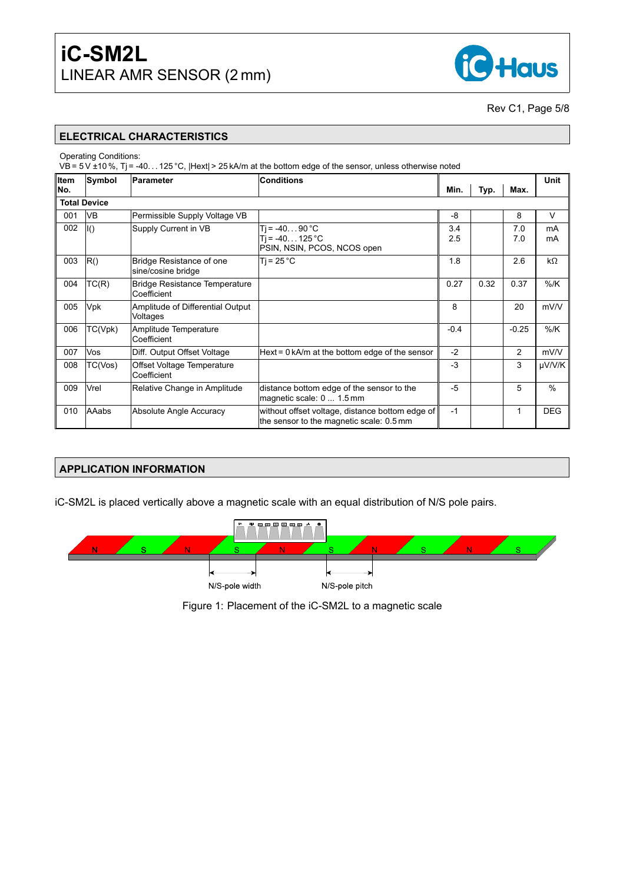## ELECTRICAL CHARACTERISTICS

Operating Conditions:
VB = 5 V ±10 %, Tj = -40. . . 125 °C, |Hext| > 25 kA/m at the bottom edge of the sensor, unless otherwise noted

| Item No. | Symbol | Parameter | Conditions | Min. | Typ. | Max. | Unit |
|---|---|---|---|---|---|---|---|
| **Total Device** | | | | | | | |
| 001 | VB | Permissible Supply Voltage VB | | -8 | | 8 | V |
| 002 | I() | Supply Current in VB | Tj = -40. . . 90 °C<br>Tj = -40. . . 125 °C<br>PSIN, NSIN, PCOS, NCOS open | 3.4<br>2.5 | | 7.0<br>7.0 | mA<br>mA |
| 003 | R() | Bridge Resistance of one sine/cosine bridge | Tj = 25 °C | 1.8 | | 2.6 | kΩ |
| 004 | TC(R) | Bridge Resistance Temperature Coefficient | | 0.27 | 0.32 | 0.37 | %/K |
| 005 | Vpk | Amplitude of Differential Output Voltages | | 8 | | 20 | mV/V |
| 006 | TC(Vpk) | Amplitude Temperature Coefficient | | -0.4 | | -0.25 | %/K |
| 007 | Vos | Diff. Output Offset Voltage | Hext = 0 kA/m at the bottom edge of the sensor | -2 | | 2 | mV/V |
| 008 | TC(Vos) | Offset Voltage Temperature Coefficient | | -3 | | 3 | µV/V/K |
| 009 | Vrel | Relative Change in Amplitude | distance bottom edge of the sensor to the magnetic scale: 0 ... 1.5 mm | -5 | | 5 | % |
| 010 | AAabs | Absolute Angle Accuracy | without offset voltage, distance bottom edge of the sensor to the magnetic scale: 0.5 mm | -1 | | 1 | DEG |

## APPLICATION INFORMATION

iC-SM2L is placed vertically above a magnetic scale with an equal distribution of N/S pole pairs.

N/S-pole width N/S-pole pitch

Figure 1: Placement of the iC-SM2L to a magnetic scale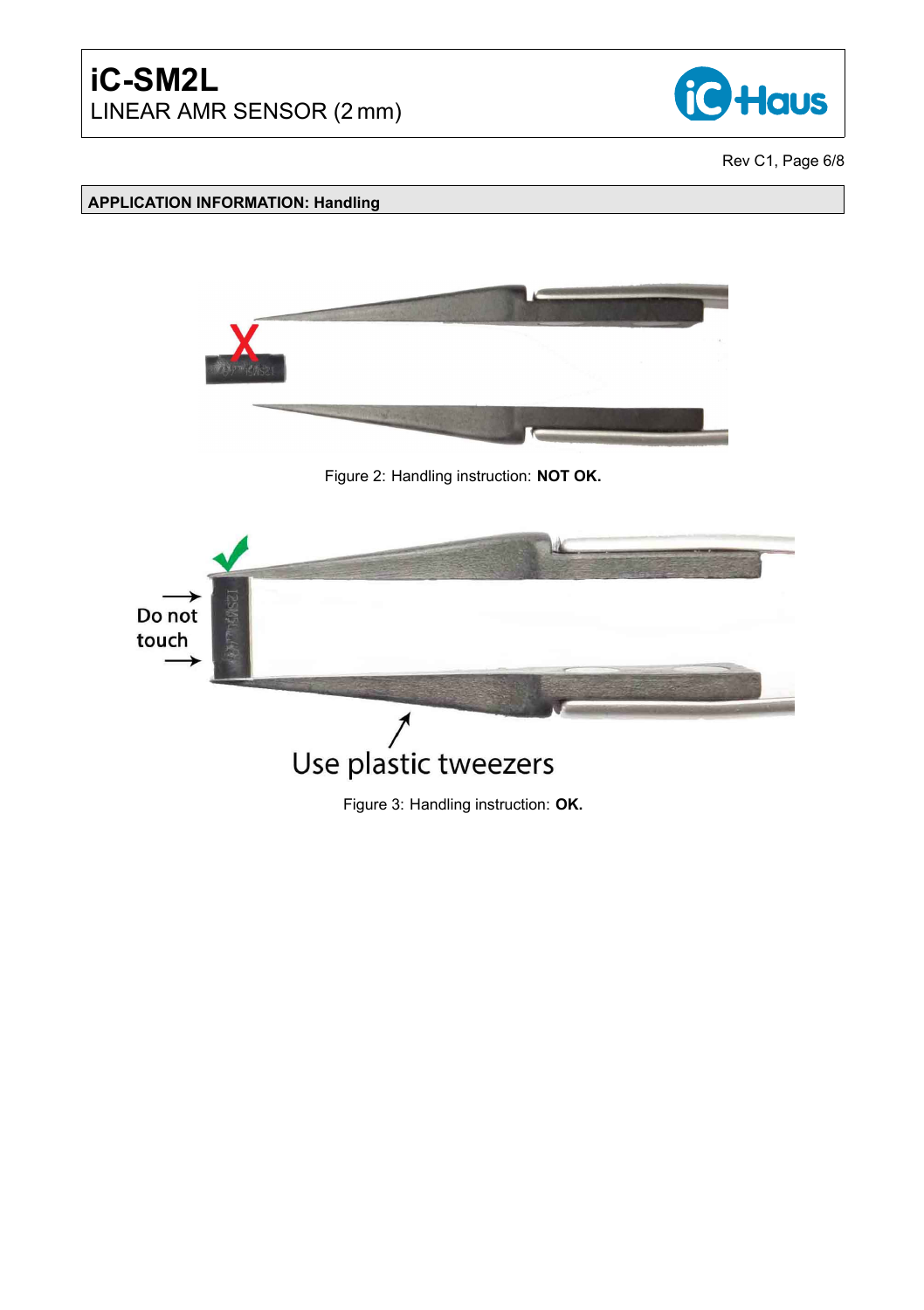## APPLICATION INFORMATION: Handling

Figure 2: Handling instruction: **NOT OK.**

Do not touch

Use plastic tweezers

Figure 3: Handling instruction: **OK.**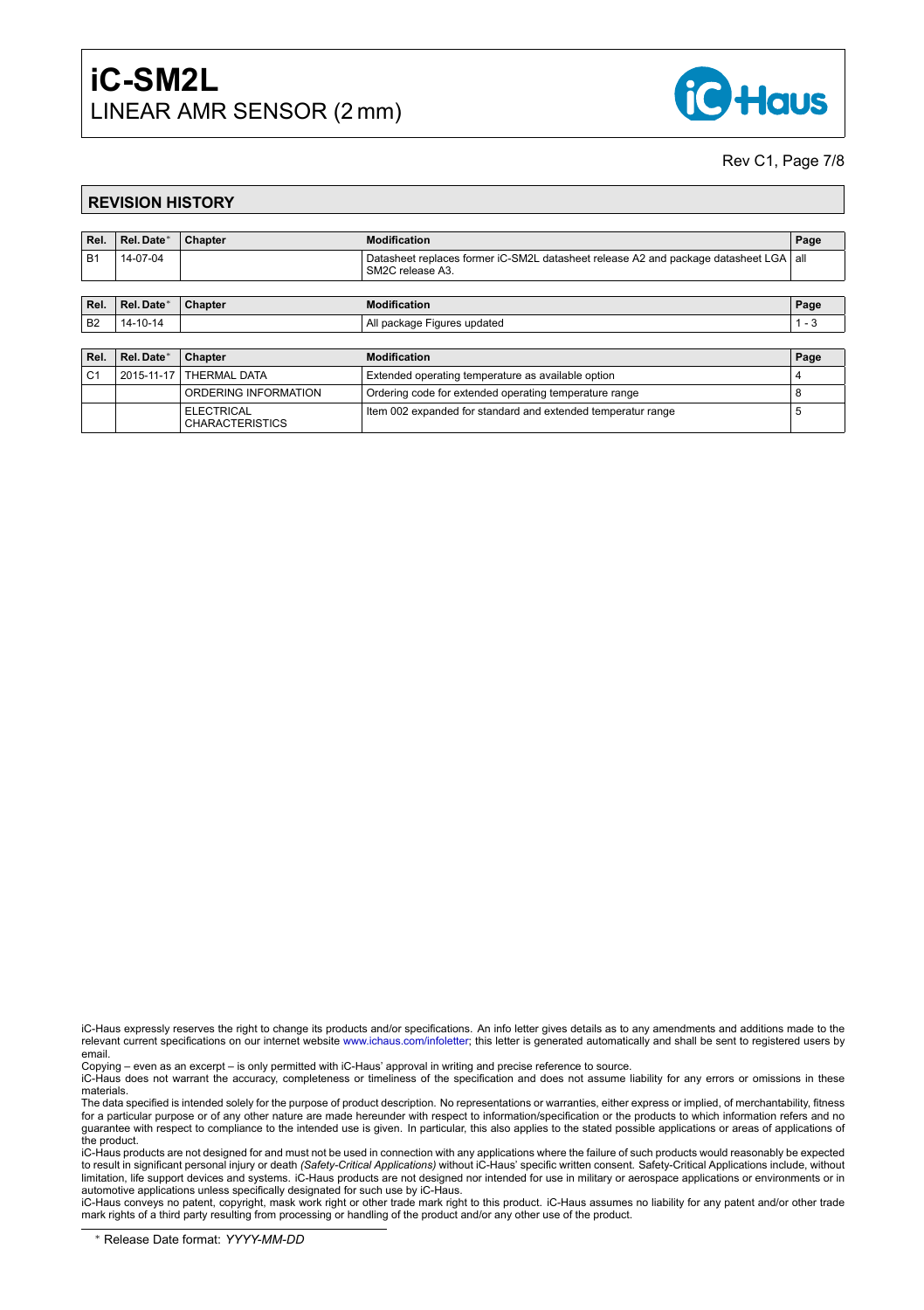## REVISION HISTORY

| Rel. | Rel. Date* | Chapter | Modification | Page |
|---|---|---|---|---|
| B1 | 14-07-04 | | Datasheet replaces former iC-SM2L datasheet release A2 and package datasheet LGA SM2C release A3. | all |

| Rel. | Rel. Date* | Chapter | Modification | Page |
|---|---|---|---|---|
| B2 | 14-10-14 | | All package Figures updated | 1 - 3 |

| Rel. | Rel. Date* | Chapter | Modification | Page |
|---|---|---|---|---|
| C1 | 2015-11-17 | THERMAL DATA | Extended operating temperature as available option | 4 |
| | | ORDERING INFORMATION | Ordering code for extended operating temperature range | 8 |
| | | ELECTRICAL CHARACTERISTICS | Item 002 expanded for standard and extended temperatur range | 5 |

iC-Haus expressly reserves the right to change its products and/or specifications. An info letter gives details as to any amendments and additions made to the relevant current specifications on our internet website www.ichaus.com/infoletter; this letter is generated automatically and shall be sent to registered users by email.

Copying – even as an excerpt – is only permitted with iC-Haus' approval in writing and precise reference to source.

iC-Haus does not warrant the accuracy, completeness or timeliness of the specification and does not assume liability for any errors or omissions in these materials.

The data specified is intended solely for the purpose of product description. No representations or warranties, either express or implied, of merchantability, fitness for a particular purpose or of any other nature are made hereunder with respect to information/specification or the products to which information refers and no guarantee with respect to compliance to the intended use is given. In particular, this also applies to the stated possible applications or areas of applications of the product.

iC-Haus products are not designed for and must not be used in connection with any applications where the failure of such products would reasonably be expected to result in significant personal injury or death *(Safety-Critical Applications)* without iC-Haus' specific written consent. Safety-Critical Applications include, without limitation, life support devices and systems. iC-Haus products are not designed nor intended for use in military or aerospace applications or environments or in automotive applications unless specifically designated for such use by iC-Haus.

iC-Haus conveys no patent, copyright, mask work right or other trade mark right to this product. iC-Haus assumes no liability for any patent and/or other trade mark rights of a third party resulting from processing or handling of the product and/or any other use of the product.

* Release Date format: *YYYY-MM-DD*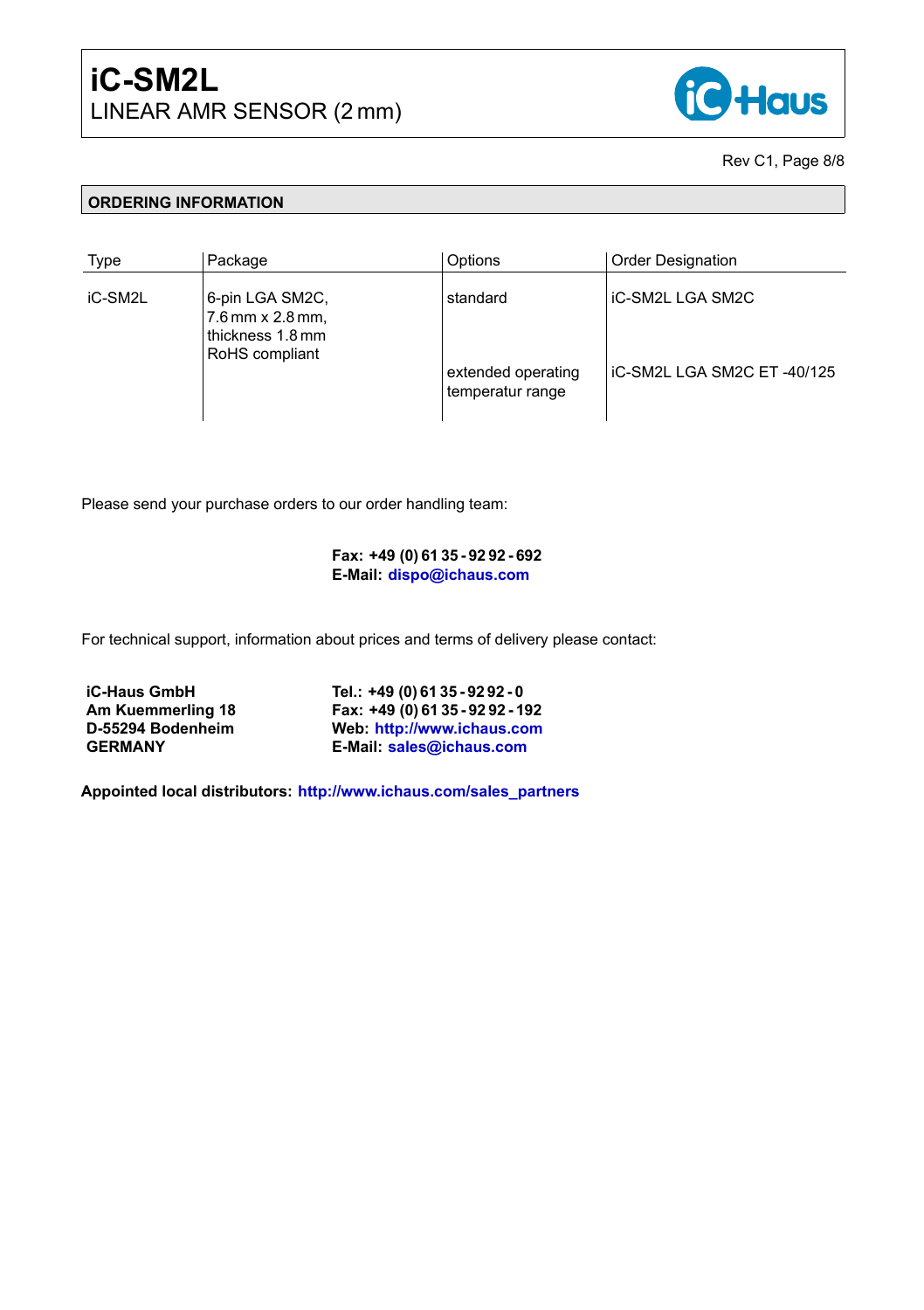## ORDERING INFORMATION

| Type | Package | Options | Order Designation |
|---|---|---|---|
| iC-SM2L | 6-pin LGA SM2C, 7.6 mm x 2.8 mm, thickness 1.8 mm RoHS compliant | standard | iC-SM2L LGA SM2C |
| | | extended operating temperatur range | iC-SM2L LGA SM2C ET -40/125 |

Please send your purchase orders to our order handling team:

**Fax: +49 (0) 61 35 - 92 92 - 692**
**E-Mail: dispo@ichaus.com**

For technical support, information about prices and terms of delivery please contact:

**iC-Haus GmbH**
**Am Kuemmerling 18**
**D-55294 Bodenheim**
**GERMANY**

**Tel.: +49 (0) 61 35 - 92 92 - 0**
**Fax: +49 (0) 61 35 - 92 92 - 192**
**Web: http://www.ichaus.com**
**E-Mail: sales@ichaus.com**

**Appointed local distributors: http://www.ichaus.com/sales_partners**